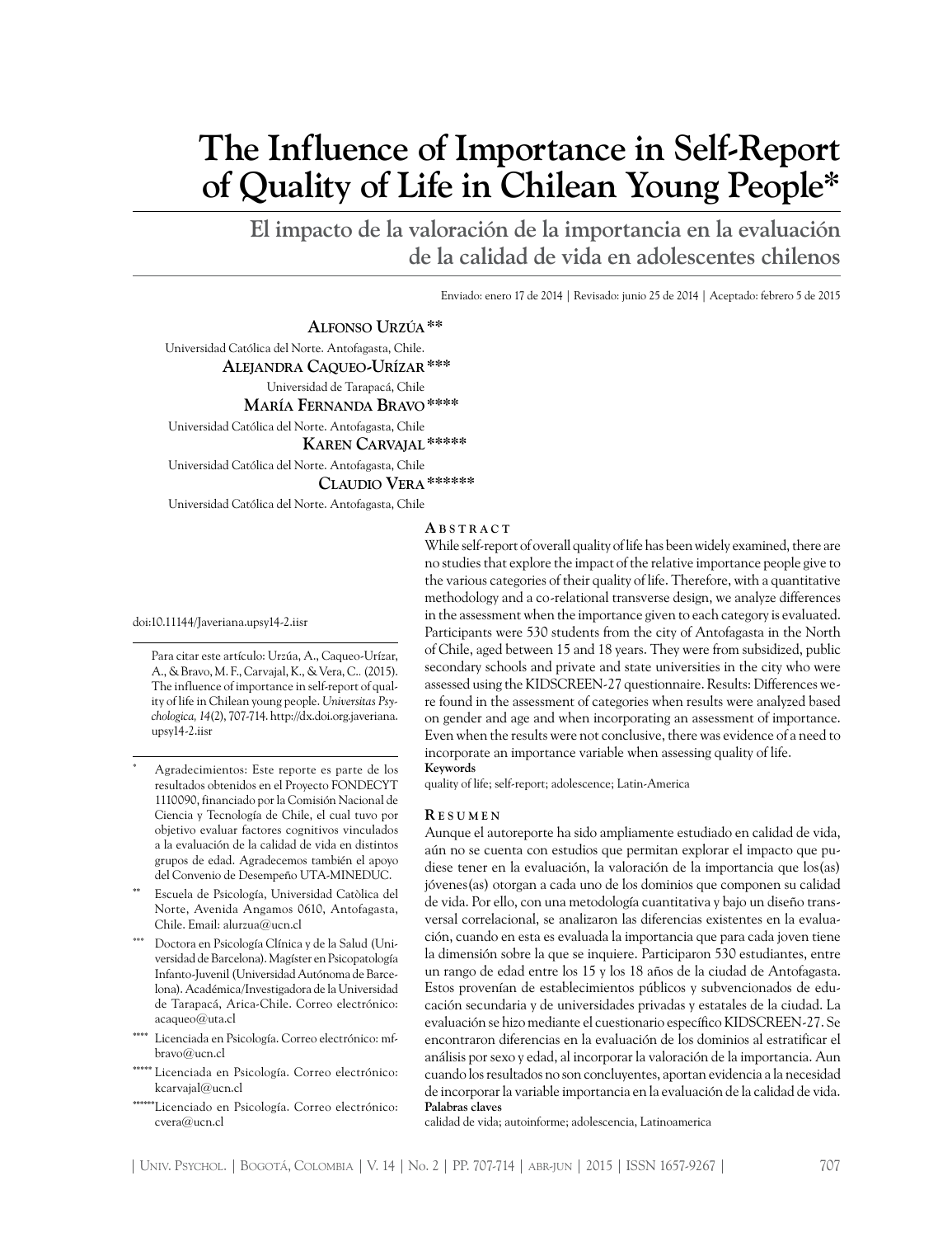# The Influence of Importance in Self-Report of Quality of Life in Chilean Young People*

## El impacto de la valoración de la importancia en la evaluación de la calidad de vida en adolescentes chilenos

Enviado: enero 17 de 2014 | Revisado: junio 25 de 2014 | Aceptado: febrero 5 de 2015

**Alfonso Urzúa** **
Universidad Católica del Norte. Antofagasta, Chile.

**Alejandra Caqueo-Urízar** ***
Universidad de Tarapacá, Chile

**María Fernanda Bravo** ****
Universidad Católica del Norte. Antofagasta, Chile

**Karen Carvajal** *****
Universidad Católica del Norte. Antofagasta, Chile

**Claudio Vera** ******
Universidad Católica del Norte. Antofagasta, Chile

doi:10.11144/Javeriana.upsy14-2.iisr

Para citar este artículo: Urzúa, A., Caqueo-Urízar, A., & Bravo, M. F., Carvajal, K., & Vera, C.. (2015). The influence of importance in self-report of quality of life in Chilean young people. *Universitas Psychologica, 14*(2), 707-714. http://dx.doi.org.javeriana.upsy14-2.iisr

\* Agradecimientos: Este reporte es parte de los resultados obtenidos en el Proyecto FONDECYT 1110090, financiado por la Comisión Nacional de Ciencia y Tecnología de Chile, el cual tuvo por objetivo evaluar factores cognitivos vinculados a la evaluación de la calidad de vida en distintos grupos de edad. Agradecemos también el apoyo del Convenio de Desempeño UTA-MINEDUC.

\** Escuela de Psicología, Universidad Catòlica del Norte, Avenida Angamos 0610, Antofagasta, Chile. Email: alurzua@ucn.cl

\*** Doctora en Psicología Clínica y de la Salud (Universidad de Barcelona). Magíster en Psicopatología Infanto-Juvenil (Universidad Autónoma de Barcelona). Académica/Investigadora de la Universidad de Tarapacá, Arica-Chile. Correo electrónico: acaqueo@uta.cl

\**** Licenciada en Psicología. Correo electrónico: mfbravo@ucn.cl

\***** Licenciada en Psicología. Correo electrónico: kcarvajal@ucn.cl

\****** Licenciado en Psicología. Correo electrónico: cvera@ucn.cl

### Abstract

While self-report of overall quality of life has been widely examined, there are no studies that explore the impact of the relative importance people give to the various categories of their quality of life. Therefore, with a quantitative methodology and a co-relational transverse design, we analyze differences in the assessment when the importance given to each category is evaluated. Participants were 530 students from the city of Antofagasta in the North of Chile, aged between 15 and 18 years. They were from subsidized, public secondary schools and private and state universities in the city who were assessed using the KIDSCREEN-27 questionnaire. Results: Differences were found in the assessment of categories when results were analyzed based on gender and age and when incorporating an assessment of importance. Even when the results were not conclusive, there was evidence of a need to incorporate an importance variable when assessing quality of life.

**Keywords**
quality of life; self-report; adolescence; Latin-America

### Resumen

Aunque el autoreporte ha sido ampliamente estudiado en calidad de vida, aún no se cuenta con estudios que permitan explorar el impacto que pudiese tener en la evaluación, la valoración de la importancia que los(as) jóvenes(as) otorgan a cada uno de los dominios que componen su calidad de vida. Por ello, con una metodología cuantitativa y bajo un diseño transversal correlacional, se analizaron las diferencias existentes en la evaluación, cuando en esta es evaluada la importancia que para cada joven tiene la dimensión sobre la que se inquiere. Participaron 530 estudiantes, entre un rango de edad entre los 15 y los 18 años de la ciudad de Antofagasta. Estos provenían de establecimientos públicos y subvencionados de educación secundaria y de universidades privadas y estatales de la ciudad. La evaluación se hizo mediante el cuestionario específico KIDSCREEN-27. Se encontraron diferencias en la evaluación de los dominios al estratificar el análisis por sexo y edad, al incorporar la valoración de la importancia. Aun cuando los resultados no son concluyentes, aportan evidencia a la necesidad de incorporar la variable importancia en la evaluación de la calidad de vida.

**Palabras claves**
calidad de vida; autoinforme; adolescencia, Latinoamerica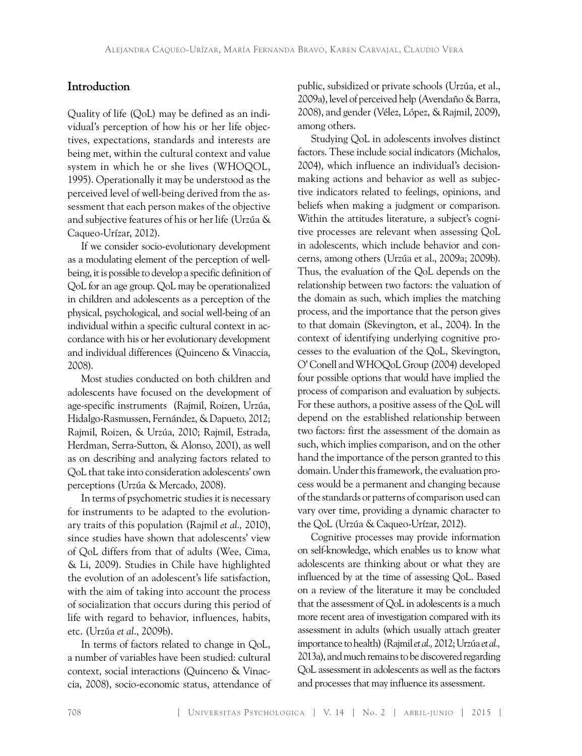## Introduction

Quality of life (QoL) may be defined as an individual's perception of how his or her life objectives, expectations, standards and interests are being met, within the cultural context and value system in which he or she lives (WHOQOL, 1995). Operationally it may be understood as the perceived level of well-being derived from the assessment that each person makes of the objective and subjective features of his or her life (Urzúa & Caqueo-Urízar, 2012).

If we consider socio-evolutionary development as a modulating element of the perception of well-being, it is possible to develop a specific definition of QoL for an age group. QoL may be operationalized in children and adolescents as a perception of the physical, psychological, and social well-being of an individual within a specific cultural context in accordance with his or her evolutionary development and individual differences (Quinceno & Vinaccia, 2008).

Most studies conducted on both children and adolescents have focused on the development of age-specific instruments (Rajmil, Roizen, Urzúa, Hidalgo-Rasmussen, Fernández, & Dapueto, 2012; Rajmil, Roizen, & Urzúa, 2010; Rajmil, Estrada, Herdman, Serra-Sutton, & Alonso, 2001), as well as on describing and analyzing factors related to QoL that take into consideration adolescents' own perceptions (Urzúa & Mercado, 2008).

In terms of psychometric studies it is necessary for instruments to be adapted to the evolutionary traits of this population (Rajmil *et al.,* 2010), since studies have shown that adolescents' view of QoL differs from that of adults (Wee, Cima, & Li, 2009). Studies in Chile have highlighted the evolution of an adolescent's life satisfaction, with the aim of taking into account the process of socialization that occurs during this period of life with regard to behavior, influences, habits, etc. (Urzúa *et al*., 2009b).

In terms of factors related to change in QoL, a number of variables have been studied: cultural context, social interactions (Quinceno & Vinaccia, 2008), socio-economic status, attendance of public, subsidized or private schools (Urzúa, et al., 2009a), level of perceived help (Avendaño & Barra, 2008), and gender (Vélez, López, & Rajmil, 2009), among others.

Studying QoL in adolescents involves distinct factors. These include social indicators (Michalos, 2004), which influence an individual's decision-making actions and behavior as well as subjective indicators related to feelings, opinions, and beliefs when making a judgment or comparison. Within the attitudes literature, a subject's cognitive processes are relevant when assessing QoL in adolescents, which include behavior and concerns, among others (Urzúa et al., 2009a; 2009b). Thus, the evaluation of the QoL depends on the relationship between two factors: the valuation of the domain as such, which implies the matching process, and the importance that the person gives to that domain (Skevington, et al., 2004). In the context of identifying underlying cognitive processes to the evaluation of the QoL, Skevington, O' Conell and WHOQoL Group (2004) developed four possible options that would have implied the process of comparison and evaluation by subjects. For these authors, a positive assess of the QoL will depend on the established relationship between two factors: first the assessment of the domain as such, which implies comparison, and on the other hand the importance of the person granted to this domain. Under this framework, the evaluation process would be a permanent and changing because of the standards or patterns of comparison used can vary over time, providing a dynamic character to the QoL (Urzúa & Caqueo-Urízar, 2012).

Cognitive processes may provide information on self-knowledge, which enables us to know what adolescents are thinking about or what they are influenced by at the time of assessing QoL. Based on a review of the literature it may be concluded that the assessment of QoL in adolescents is a much more recent area of investigation compared with its assessment in adults (which usually attach greater importance to health) (Rajmil *et al.,* 2012; Urzúa *et al.,* 2013a), and much remains to be discovered regarding QoL assessment in adolescents as well as the factors and processes that may influence its assessment.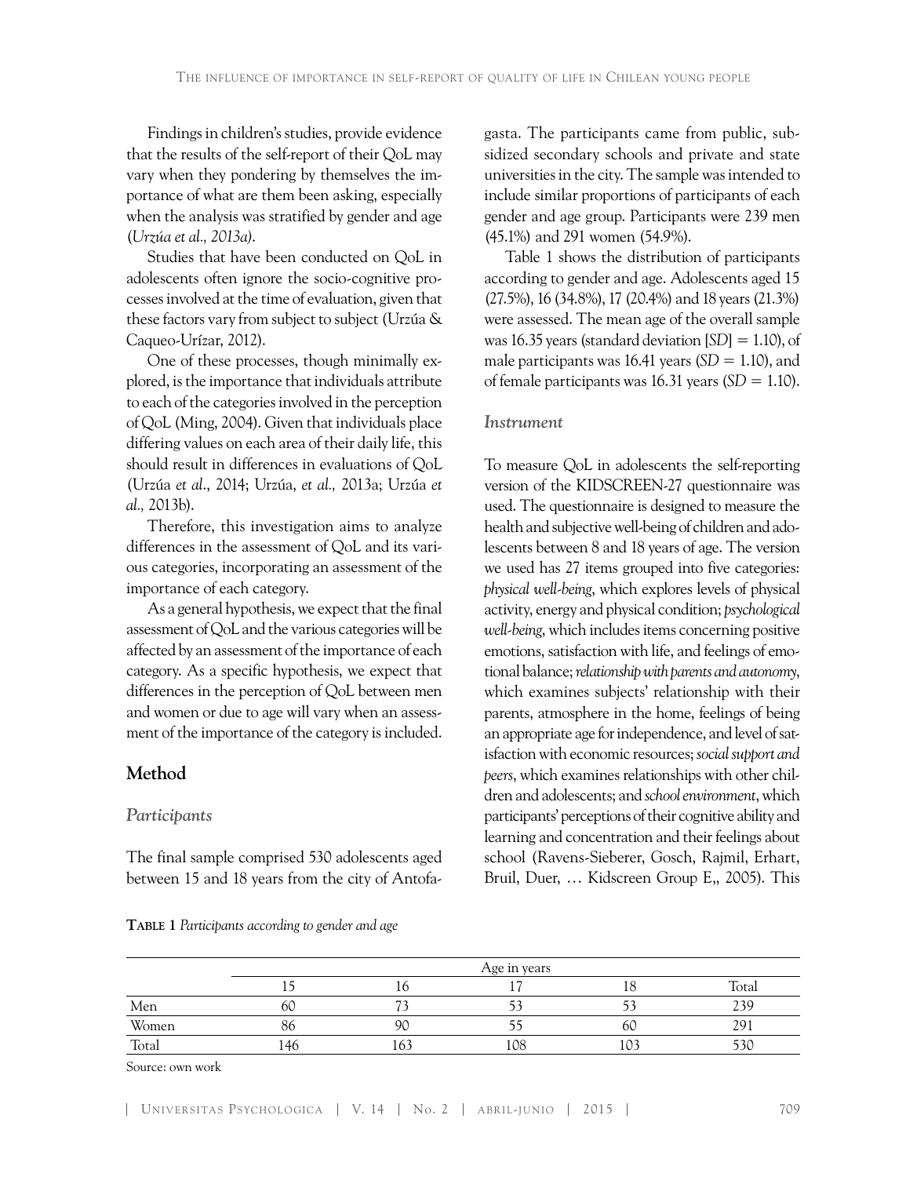Findings in children's studies, provide evidence that the results of the self-report of their QoL may vary when they pondering by themselves the importance of what are them been asking, especially when the analysis was stratified by gender and age (*Urzúa et al., 2013a*).

Studies that have been conducted on QoL in adolescents often ignore the socio-cognitive processes involved at the time of evaluation, given that these factors vary from subject to subject (Urzúa & Caqueo-Urízar, 2012).

One of these processes, though minimally explored, is the importance that individuals attribute to each of the categories involved in the perception of QoL (Ming, 2004). Given that individuals place differing values on each area of their daily life, this should result in differences in evaluations of QoL (Urzúa *et al*., 2014; Urzúa, *et al.,* 2013a; Urzúa *et al.,* 2013b).

Therefore, this investigation aims to analyze differences in the assessment of QoL and its various categories, incorporating an assessment of the importance of each category.

As a general hypothesis, we expect that the final assessment of QoL and the various categories will be affected by an assessment of the importance of each category. As a specific hypothesis, we expect that differences in the perception of QoL between men and women or due to age will vary when an assessment of the importance of the category is included.

## Method

### *Participants*

The final sample comprised 530 adolescents aged between 15 and 18 years from the city of Antofagasta. The participants came from public, subsidized secondary schools and private and state universities in the city. The sample was intended to include similar proportions of participants of each gender and age group. Participants were 239 men (45.1%) and 291 women (54.9%).

Table 1 shows the distribution of participants according to gender and age. Adolescents aged 15 (27.5%), 16 (34.8%), 17 (20.4%) and 18 years (21.3%) were assessed. The mean age of the overall sample was 16.35 years (standard deviation [*SD*] = 1.10), of male participants was 16.41 years (*SD* = 1.10), and of female participants was 16.31 years (*SD* = 1.10).

### *Instrument*

To measure QoL in adolescents the self-reporting version of the KIDSCREEN-27 questionnaire was used. The questionnaire is designed to measure the health and subjective well-being of children and adolescents between 8 and 18 years of age. The version we used has 27 items grouped into five categories: *physical well-being,* which explores levels of physical activity, energy and physical condition; *psychological well-being,* which includes items concerning positive emotions, satisfaction with life, and feelings of emotional balance; *relationship with parents and autonomy*, which examines subjects' relationship with their parents, atmosphere in the home, feelings of being an appropriate age for independence, and level of satisfaction with economic resources; *social support and peers*, which examines relationships with other children and adolescents; and *school environment*, which participants' perceptions of their cognitive ability and learning and concentration and their feelings about school (Ravens-Sieberer, Gosch, Rajmil, Erhart, Bruil, Duer, … Kidscreen Group E,, 2005). This

**Table 1** *Participants according to gender and age*

| | Age in years | | | | |
|---|---|---|---|---|---|
| | 15 | 16 | 17 | 18 | Total |
| Men | 60 | 73 | 53 | 53 | 239 |
| Women | 86 | 90 | 55 | 60 | 291 |
| Total | 146 | 163 | 108 | 103 | 530 |

Source: own work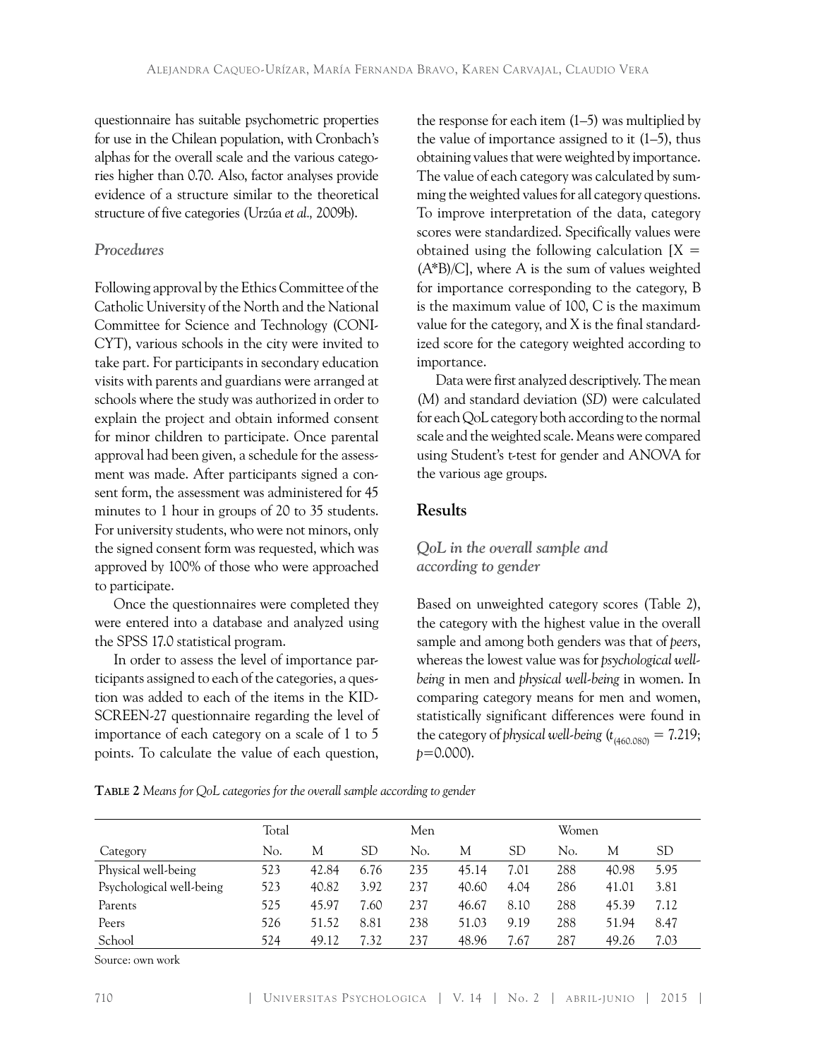questionnaire has suitable psychometric properties for use in the Chilean population, with Cronbach's alphas for the overall scale and the various categories higher than 0.70. Also, factor analyses provide evidence of a structure similar to the theoretical structure of five categories (Urzúa *et al.,* 2009b).

### *Procedures*

Following approval by the Ethics Committee of the Catholic University of the North and the National Committee for Science and Technology (CONICYT), various schools in the city were invited to take part. For participants in secondary education visits with parents and guardians were arranged at schools where the study was authorized in order to explain the project and obtain informed consent for minor children to participate. Once parental approval had been given, a schedule for the assessment was made. After participants signed a consent form, the assessment was administered for 45 minutes to 1 hour in groups of 20 to 35 students. For university students, who were not minors, only the signed consent form was requested, which was approved by 100% of those who were approached to participate.

Once the questionnaires were completed they were entered into a database and analyzed using the SPSS 17.0 statistical program.

In order to assess the level of importance participants assigned to each of the categories, a question was added to each of the items in the KIDSCREEN-27 questionnaire regarding the level of importance of each category on a scale of 1 to 5 points. To calculate the value of each question, the response for each item (1–5) was multiplied by the value of importance assigned to it (1–5), thus obtaining values that were weighted by importance. The value of each category was calculated by summing the weighted values for all category questions. To improve interpretation of the data, category scores were standardized. Specifically values were obtained using the following calculation [$X = (A*B)/C$], where A is the sum of values weighted for importance corresponding to the category, B is the maximum value of 100, C is the maximum value for the category, and X is the final standardized score for the category weighted according to importance.

Data were first analyzed descriptively. The mean (*M*) and standard deviation (*SD*) were calculated for each QoL category both according to the normal scale and the weighted scale. Means were compared using Student's *t*-test for gender and ANOVA for the various age groups.

## Results

### *QoL in the overall sample and according to gender*

Based on unweighted category scores (Table 2), the category with the highest value in the overall sample and among both genders was that of *peers*, whereas the lowest value was for *psychological well-being* in men and *physical well-being* in women. In comparing category means for men and women, statistically significant differences were found in the category of *physical well-being* ($t_{(460.080)} = 7.219$; $p=0.000$).

**Table 2** *Means for QoL categories for the overall sample according to gender*

| | Total | | | Men | | | Women | | |
|---|---|---|---|---|---|---|---|---|---|
| Category | No. | M | SD | No. | M | SD | No. | M | SD |
| Physical well-being | 523 | 42.84 | 6.76 | 235 | 45.14 | 7.01 | 288 | 40.98 | 5.95 |
| Psychological well-being | 523 | 40.82 | 3.92 | 237 | 40.60 | 4.04 | 286 | 41.01 | 3.81 |
| Parents | 525 | 45.97 | 7.60 | 237 | 46.67 | 8.10 | 288 | 45.39 | 7.12 |
| Peers | 526 | 51.52 | 8.81 | 238 | 51.03 | 9.19 | 288 | 51.94 | 8.47 |
| School | 524 | 49.12 | 7.32 | 237 | 48.96 | 7.67 | 287 | 49.26 | 7.03 |

Source: own work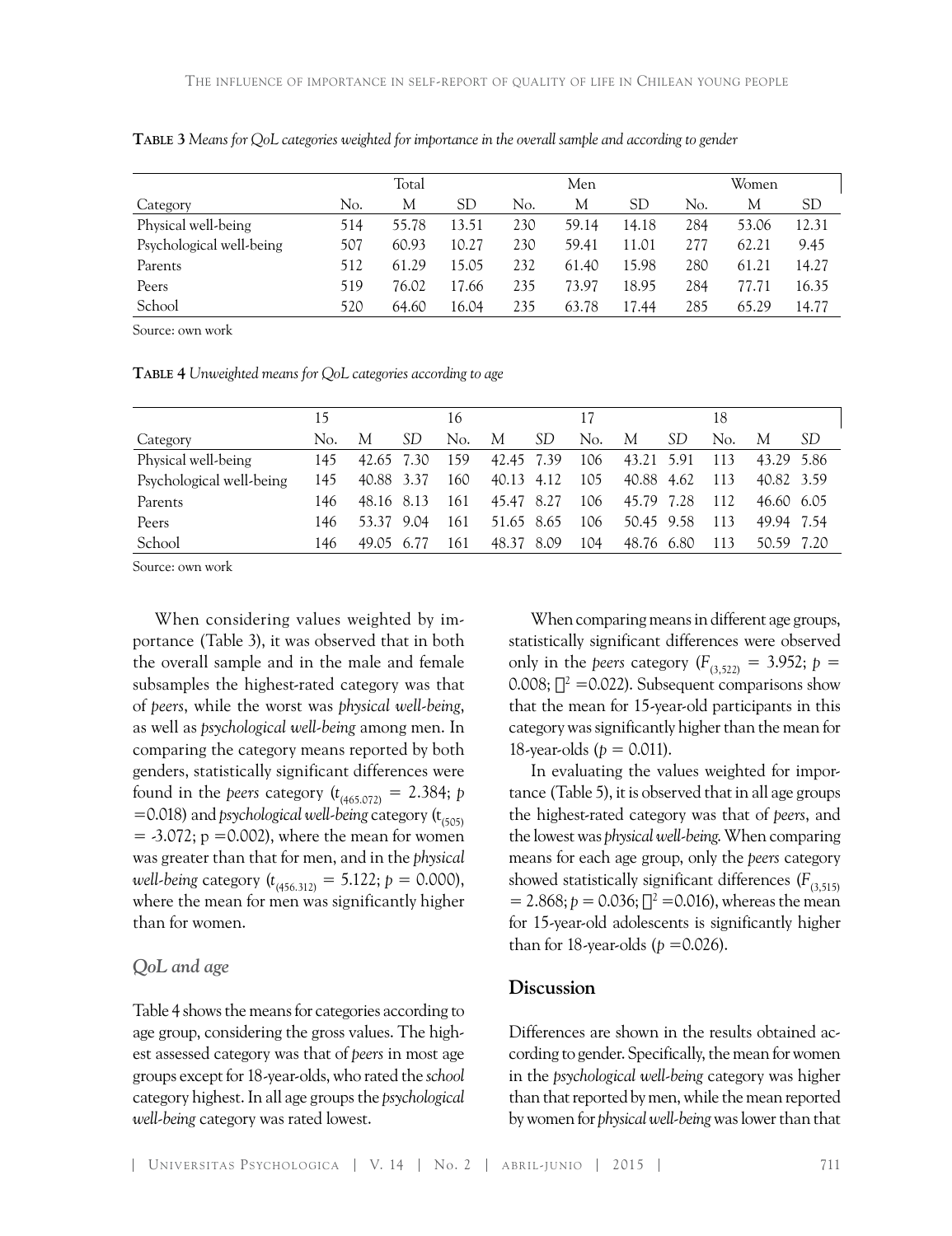**Table 3** *Means for QoL categories weighted for importance in the overall sample and according to gender*

| | Total | | | Men | | | Women | | |
|---|---|---|---|---|---|---|---|---|---|
| Category | No. | M | SD | No. | M | SD | No. | M | SD |
| Physical well-being | 514 | 55.78 | 13.51 | 230 | 59.14 | 14.18 | 284 | 53.06 | 12.31 |
| Psychological well-being | 507 | 60.93 | 10.27 | 230 | 59.41 | 11.01 | 277 | 62.21 | 9.45 |
| Parents | 512 | 61.29 | 15.05 | 232 | 61.40 | 15.98 | 280 | 61.21 | 14.27 |
| Peers | 519 | 76.02 | 17.66 | 235 | 73.97 | 18.95 | 284 | 77.71 | 16.35 |
| School | 520 | 64.60 | 16.04 | 235 | 63.78 | 17.44 | 285 | 65.29 | 14.77 |

Source: own work

**Table 4** *Unweighted means for QoL categories according to age*

| | 15 | | | 16 | | | 17 | | | 18 | | |
|---|---|---|---|---|---|---|---|---|---|---|---|---|
| Category | No. | M | SD | No. | M | SD | No. | M | SD | No. | M | SD |
| Physical well-being | 145 | 42.65 | 7.30 | 159 | 42.45 | 7.39 | 106 | 43.21 | 5.91 | 113 | 43.29 | 5.86 |
| Psychological well-being | 145 | 40.88 | 3.37 | 160 | 40.13 | 4.12 | 105 | 40.88 | 4.62 | 113 | 40.82 | 3.59 |
| Parents | 146 | 48.16 | 8.13 | 161 | 45.47 | 8.27 | 106 | 45.79 | 7.28 | 112 | 46.60 | 6.05 |
| Peers | 146 | 53.37 | 9.04 | 161 | 51.65 | 8.65 | 106 | 50.45 | 9.58 | 113 | 49.94 | 7.54 |
| School | 146 | 49.05 | 6.77 | 161 | 48.37 | 8.09 | 104 | 48.76 | 6.80 | 113 | 50.59 | 7.20 |

Source: own work

When considering values weighted by importance (Table 3), it was observed that in both the overall sample and in the male and female subsamples the highest-rated category was that of *peers*, while the worst was *physical well-being*, as well as *psychological well-being* among men. In comparing the category means reported by both genders, statistically significant differences were found in the *peers* category ($t_{(465.072)} = 2.384$; $p = 0.018$) and *psychological well-being* category ($t_{(505)} = -3.072$; $p = 0.002$), where the mean for women was greater than that for men, and in the *physical well-being* category ($t_{(456.312)} = 5.122$; $p = 0.000$), where the mean for men was significantly higher than for women.

### *QoL and age*

Table 4 shows the means for categories according to age group, considering the gross values. The highest assessed category was that of *peers* in most age groups except for 18-year-olds, who rated the *school* category highest. In all age groups the *psychological well-being* category was rated lowest.

When comparing means in different age groups, statistically significant differences were observed only in the *peers* category ($F_{(3,522)} = 3.952$; $p = 0.008$; $\eta^2 = 0.022$). Subsequent comparisons show that the mean for 15-year-old participants in this category was significantly higher than the mean for 18-year-olds ($p = 0.011$).

In evaluating the values weighted for importance (Table 5), it is observed that in all age groups the highest-rated category was that of *peers*, and the lowest was *physical well-being*. When comparing means for each age group, only the *peers* category showed statistically significant differences ($F_{(3,515)} = 2.868$; $p = 0.036$; $\eta^2 = 0.016$), whereas the mean for 15-year-old adolescents is significantly higher than for 18-year-olds ($p = 0.026$).

## Discussion

Differences are shown in the results obtained according to gender. Specifically, the mean for women in the *psychological well-being* category was higher than that reported by men, while the mean reported by women for *physical well-being* was lower than that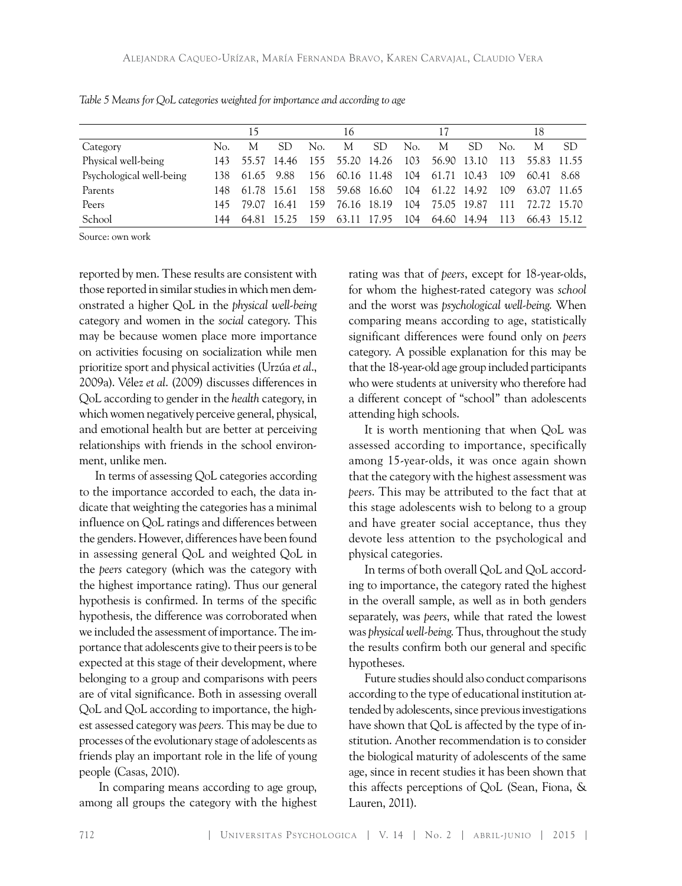*Table 5 Means for QoL categories weighted for importance and according to age*

| | 15 | | | 16 | | | 17 | | | 18 | | |
|---|---|---|---|---|---|---|---|---|---|---|---|---|
| Category | No. | M | SD | No. | M | SD | No. | M | SD | No. | M | SD |
| Physical well-being | 143 | 55.57 | 14.46 | 155 | 55.20 | 14.26 | 103 | 56.90 | 13.10 | 113 | 55.83 | 11.55 |
| Psychological well-being | 138 | 61.65 | 9.88 | 156 | 60.16 | 11.48 | 104 | 61.71 | 10.43 | 109 | 60.41 | 8.68 |
| Parents | 148 | 61.78 | 15.61 | 158 | 59.68 | 16.60 | 104 | 61.22 | 14.92 | 109 | 63.07 | 11.65 |
| Peers | 145 | 79.07 | 16.41 | 159 | 76.16 | 18.19 | 104 | 75.05 | 19.87 | 111 | 72.72 | 15.70 |
| School | 144 | 64.81 | 15.25 | 159 | 63.11 | 17.95 | 104 | 64.60 | 14.94 | 113 | 66.43 | 15.12 |

Source: own work

reported by men. These results are consistent with those reported in similar studies in which men demonstrated a higher QoL in the *physical well-being* category and women in the *social* category. This may be because women place more importance on activities focusing on socialization while men prioritize sport and physical activities (Urzúa *et al*., 2009a). Vélez *et al*. (2009) discusses differences in QoL according to gender in the *health* category, in which women negatively perceive general, physical, and emotional health but are better at perceiving relationships with friends in the school environment, unlike men.

In terms of assessing QoL categories according to the importance accorded to each, the data indicate that weighting the categories has a minimal influence on QoL ratings and differences between the genders. However, differences have been found in assessing general QoL and weighted QoL in the *peers* category (which was the category with the highest importance rating). Thus our general hypothesis is confirmed. In terms of the specific hypothesis, the difference was corroborated when we included the assessment of importance. The importance that adolescents give to their peers is to be expected at this stage of their development, where belonging to a group and comparisons with peers are of vital significance. Both in assessing overall QoL and QoL according to importance, the highest assessed category was *peers*. This may be due to processes of the evolutionary stage of adolescents as friends play an important role in the life of young people (Casas, 2010).

In comparing means according to age group, among all groups the category with the highest rating was that of *peers*, except for 18-year-olds, for whom the highest-rated category was *school* and the worst was *psychological well-being*. When comparing means according to age, statistically significant differences were found only on *peers* category. A possible explanation for this may be that the 18-year-old age group included participants who were students at university who therefore had a different concept of "school" than adolescents attending high schools.

It is worth mentioning that when QoL was assessed according to importance, specifically among 15-year-olds, it was once again shown that the category with the highest assessment was *peers*. This may be attributed to the fact that at this stage adolescents wish to belong to a group and have greater social acceptance, thus they devote less attention to the psychological and physical categories.

In terms of both overall QoL and QoL according to importance, the category rated the highest in the overall sample, as well as in both genders separately, was *peers*, while that rated the lowest was *physical well-being*. Thus, throughout the study the results confirm both our general and specific hypotheses.

Future studies should also conduct comparisons according to the type of educational institution attended by adolescents, since previous investigations have shown that QoL is affected by the type of institution. Another recommendation is to consider the biological maturity of adolescents of the same age, since in recent studies it has been shown that this affects perceptions of QoL (Sean, Fiona, & Lauren, 2011).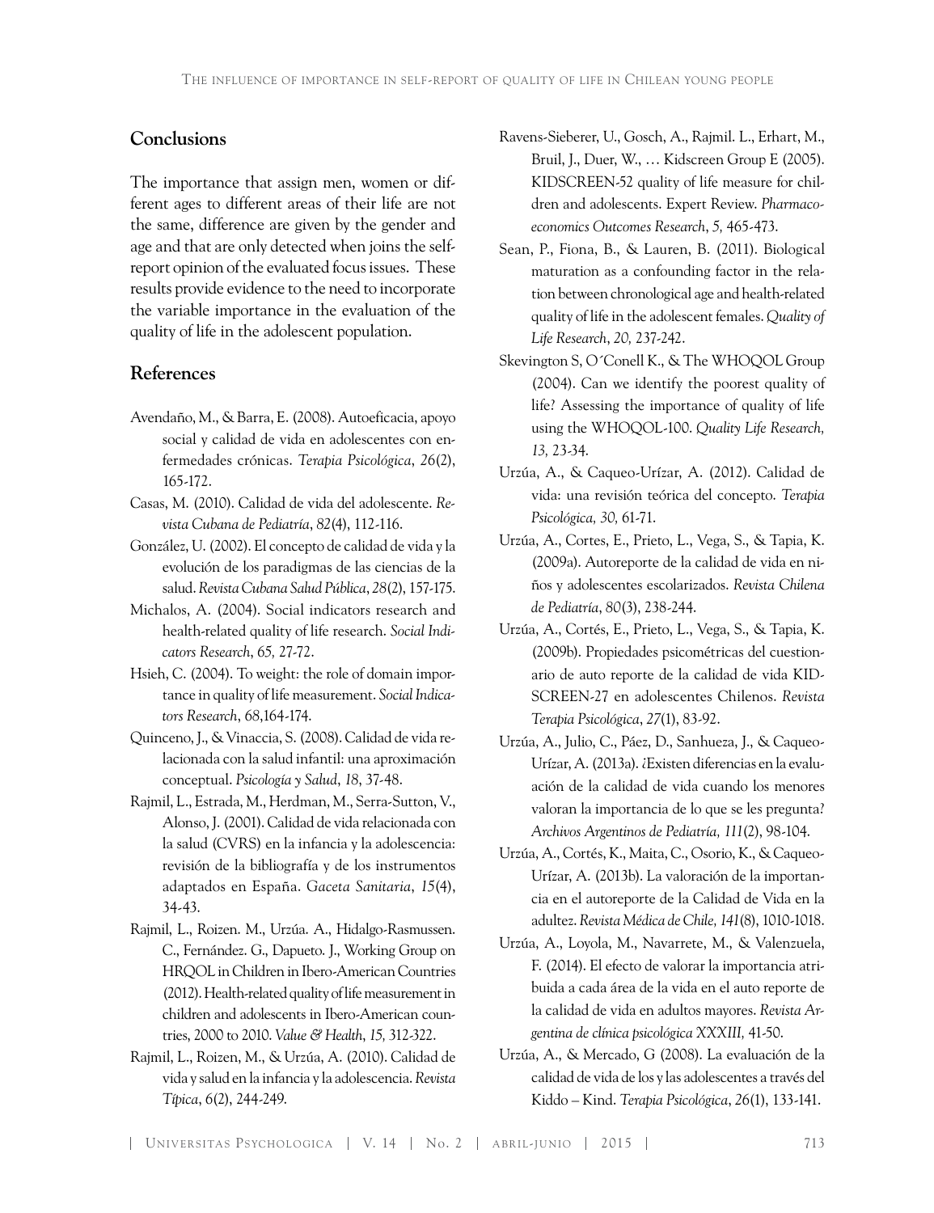## Conclusions

The importance that assign men, women or different ages to different areas of their life are not the same, difference are given by the gender and age and that are only detected when joins the self-report opinion of the evaluated focus issues. These results provide evidence to the need to incorporate the variable importance in the evaluation of the quality of life in the adolescent population.

## References

Avendaño, M., & Barra, E. (2008). Autoeficacia, apoyo social y calidad de vida en adolescentes con enfermedades crónicas. *Terapia Psicológica*, *26*(2), 165-172.

Casas, M. (2010). Calidad de vida del adolescente. *Revista Cubana de Pediatría*, *82*(4), 112-116.

González, U. (2002). El concepto de calidad de vida y la evolución de los paradigmas de las ciencias de la salud. *Revista Cubana Salud Pública*, *28*(2), 157-175.

Michalos, A. (2004). Social indicators research and health-related quality of life research. *Social Indicators Research*, *65,* 27-72.

Hsieh, C. (2004). To weight: the role of domain importance in quality of life measurement. *Social Indicators Research*, *68*,164-174.

Quinceno, J., & Vinaccia, S. (2008). Calidad de vida relacionada con la salud infantil: una aproximación conceptual. *Psicología y Salud*, *18*, 37-48.

Rajmil, L., Estrada, M., Herdman, M., Serra-Sutton, V., Alonso, J. (2001). Calidad de vida relacionada con la salud (CVRS) en la infancia y la adolescencia: revisión de la bibliografía y de los instrumentos adaptados en España. *Gaceta Sanitaria*, *15*(4), 34-43.

Rajmil, L., Roizen. M., Urzúa. A., Hidalgo-Rasmussen. C., Fernández. G., Dapueto. J., Working Group on HRQOL in Children in Ibero-American Countries (2012). Health-related quality of life measurement in children and adolescents in Ibero-American countries, 2000 to 2010. *Value & Health*, *15,* 312-322.

Rajmil, L., Roizen, M., & Urzúa, A. (2010). Calidad de vida y salud en la infancia y la adolescencia. *Revista Típica*, *6*(2), 244-249.

Ravens-Sieberer, U., Gosch, A., Rajmil. L., Erhart, M., Bruil, J., Duer, W., … Kidscreen Group E (2005). KIDSCREEN-52 quality of life measure for children and adolescents. Expert Review. *Pharmacoeconomics Outcomes Research*, *5,* 465-473.

Sean, P., Fiona, B., & Lauren, B. (2011). Biological maturation as a confounding factor in the relation between chronological age and health-related quality of life in the adolescent females. *Quality of Life Research*, *20,* 237-242.

Skevington S, O´Conell K., & The WHOQOL Group (2004). Can we identify the poorest quality of life? Assessing the importance of quality of life using the WHOQOL-100. *Quality Life Research, 13,* 23-34.

Urzúa, A., & Caqueo-Urízar, A. (2012). Calidad de vida: una revisión teórica del concepto. *Terapia Psicológica, 30,* 61-71.

Urzúa, A., Cortes, E., Prieto, L., Vega, S., & Tapia, K. (2009a). Autoreporte de la calidad de vida en niños y adolescentes escolarizados. *Revista Chilena de Pediatría*, *80*(3), 238-244.

Urzúa, A., Cortés, E., Prieto, L., Vega, S., & Tapia, K. (2009b). Propiedades psicométricas del cuestionario de auto reporte de la calidad de vida KIDSCREEN-27 en adolescentes Chilenos. *Revista Terapia Psicológica*, *27*(1), 83-92.

Urzúa, A., Julio, C., Páez, D., Sanhueza, J., & Caqueo-Urízar, A. (2013a). ¿Existen diferencias en la evaluación de la calidad de vida cuando los menores valoran la importancia de lo que se les pregunta? *Archivos Argentinos de Pediatría, 111*(2), 98-104.

Urzúa, A., Cortés, K., Maita, C., Osorio, K., & Caqueo-Urízar, A. (2013b). La valoración de la importancia en el autoreporte de la Calidad de Vida en la adultez. *Revista Médica de Chile, 141*(8), 1010-1018.

Urzúa, A., Loyola, M., Navarrete, M., & Valenzuela, F. (2014). El efecto de valorar la importancia atribuida a cada área de la vida en el auto reporte de la calidad de vida en adultos mayores. *Revista Argentina de clínica psicológica XXXIII,* 41-50.

Urzúa, A., & Mercado, G (2008). La evaluación de la calidad de vida de los y las adolescentes a través del Kiddo – Kind. *Terapia Psicológica*, *26*(1), 133-141.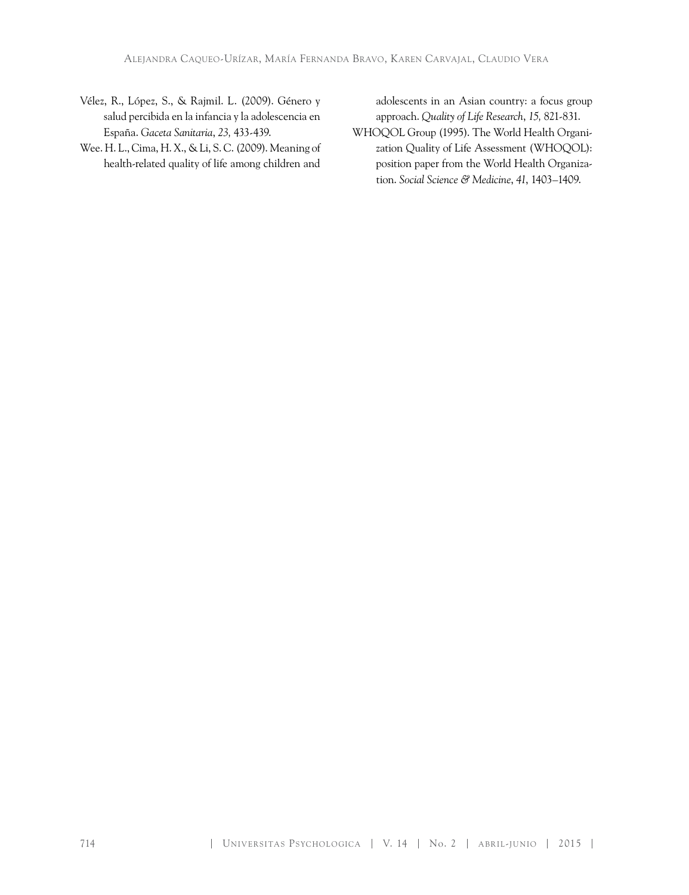Vélez, R., López, S., & Rajmil. L. (2009). Género y salud percibida en la infancia y la adolescencia en España. *Gaceta Sanitaria*, *23,* 433-439.

Wee. H. L., Cima, H. X., & Li, S. C. (2009). Meaning of health-related quality of life among children and adolescents in an Asian country: a focus group approach. *Quality of Life Research*, *15,* 821-831.

WHOQOL Group (1995). The World Health Organization Quality of Life Assessment (WHOQOL): position paper from the World Health Organization. *Social Science & Medicine*, *41*, 1403–1409.